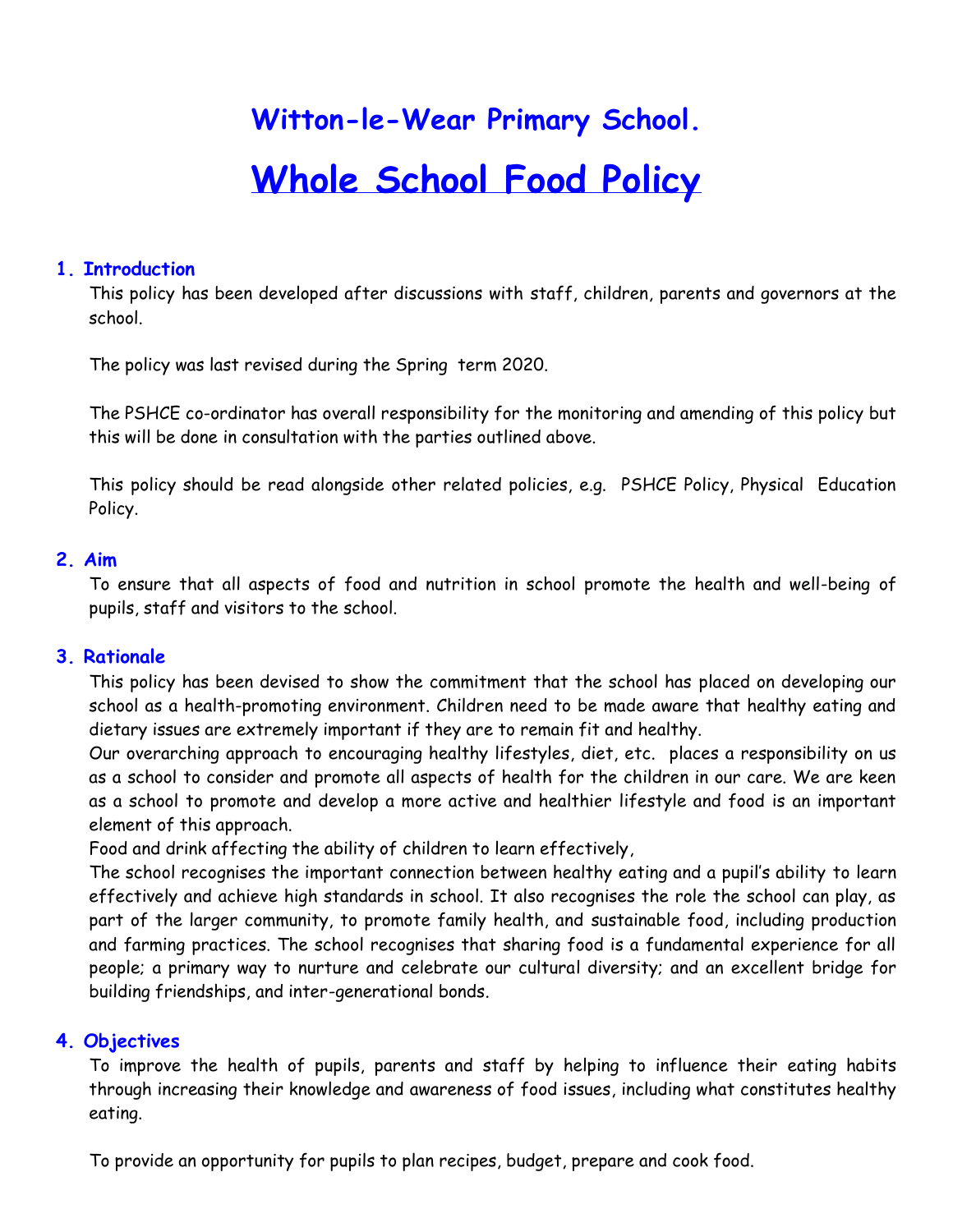# Witton-le-Wear Primary School.

# Whole School Food Policy

## 1. Introduction

This policy has been developed after discussions with staff, children, parents and governors at the school.

The policy was last revised during the Spring term 2020.

The PSHCE co-ordinator has overall responsibility for the monitoring and amending of this policy but this will be done in consultation with the parties outlined above.

This policy should be read alongside other related policies, e.g. PSHCE Policy, Physical Education Policy.

## 2. Aim

To ensure that all aspects of food and nutrition in school promote the health and well-being of pupils, staff and visitors to the school.

## 3. Rationale

This policy has been devised to show the commitment that the school has placed on developing our school as a health-promoting environment. Children need to be made aware that healthy eating and dietary issues are extremely important if they are to remain fit and healthy.

Our overarching approach to encouraging healthy lifestyles, diet, etc. places a responsibility on us as a school to consider and promote all aspects of health for the children in our care. We are keen as a school to promote and develop a more active and healthier lifestyle and food is an important element of this approach.

Food and drink affecting the ability of children to learn effectively,

The school recognises the important connection between healthy eating and a pupil's ability to learn effectively and achieve high standards in school. It also recognises the role the school can play, as part of the larger community, to promote family health, and sustainable food, including production and farming practices. The school recognises that sharing food is a fundamental experience for all people; a primary way to nurture and celebrate our cultural diversity; and an excellent bridge for building friendships, and inter-generational bonds.

## 4. Objectives

To improve the health of pupils, parents and staff by helping to influence their eating habits through increasing their knowledge and awareness of food issues, including what constitutes healthy eating.

To provide an opportunity for pupils to plan recipes, budget, prepare and cook food.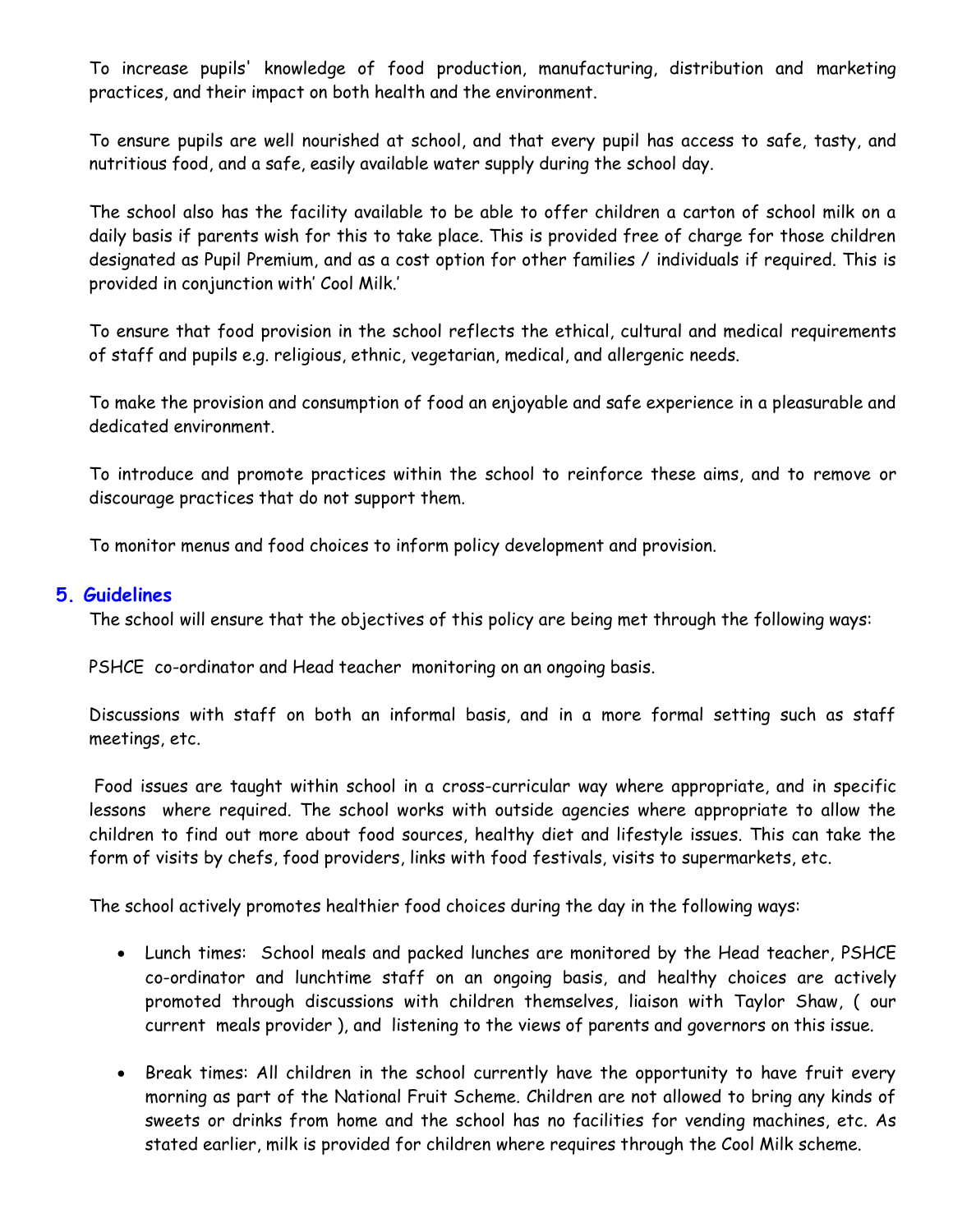To increase pupils' knowledge of food production, manufacturing, distribution and marketing practices, and their impact on both health and the environment.

To ensure pupils are well nourished at school, and that every pupil has access to safe, tasty, and nutritious food, and a safe, easily available water supply during the school day.

The school also has the facility available to be able to offer children a carton of school milk on a daily basis if parents wish for this to take place. This is provided free of charge for those children designated as Pupil Premium, and as a cost option for other families / individuals if required. This is provided in conjunction with' Cool Milk.'

To ensure that food provision in the school reflects the ethical, cultural and medical requirements of staff and pupils e.g. religious, ethnic, vegetarian, medical, and allergenic needs.

To make the provision and consumption of food an enjoyable and safe experience in a pleasurable and dedicated environment.

To introduce and promote practices within the school to reinforce these aims, and to remove or discourage practices that do not support them.

To monitor menus and food choices to inform policy development and provision.

## 5. Guidelines

The school will ensure that the objectives of this policy are being met through the following ways:

PSHCE co-ordinator and Head teacher monitoring on an ongoing basis.

Discussions with staff on both an informal basis, and in a more formal setting such as staff meetings, etc.

Food issues are taught within school in a cross-curricular way where appropriate, and in specific lessons where required. The school works with outside agencies where appropriate to allow the children to find out more about food sources, healthy diet and lifestyle issues. This can take the form of visits by chefs, food providers, links with food festivals, visits to supermarkets, etc.

The school actively promotes healthier food choices during the day in the following ways:

- Lunch times: School meals and packed lunches are monitored by the Head teacher, PSHCE co-ordinator and lunchtime staff on an ongoing basis, and healthy choices are actively promoted through discussions with children themselves, liaison with Taylor Shaw, ( our current meals provider ), and listening to the views of parents and governors on this issue.

- Break times: All children in the school currently have the opportunity to have fruit every morning as part of the National Fruit Scheme. Children are not allowed to bring any kinds of sweets or drinks from home and the school has no facilities for vending machines, etc. As stated earlier, milk is provided for children where requires through the Cool Milk scheme.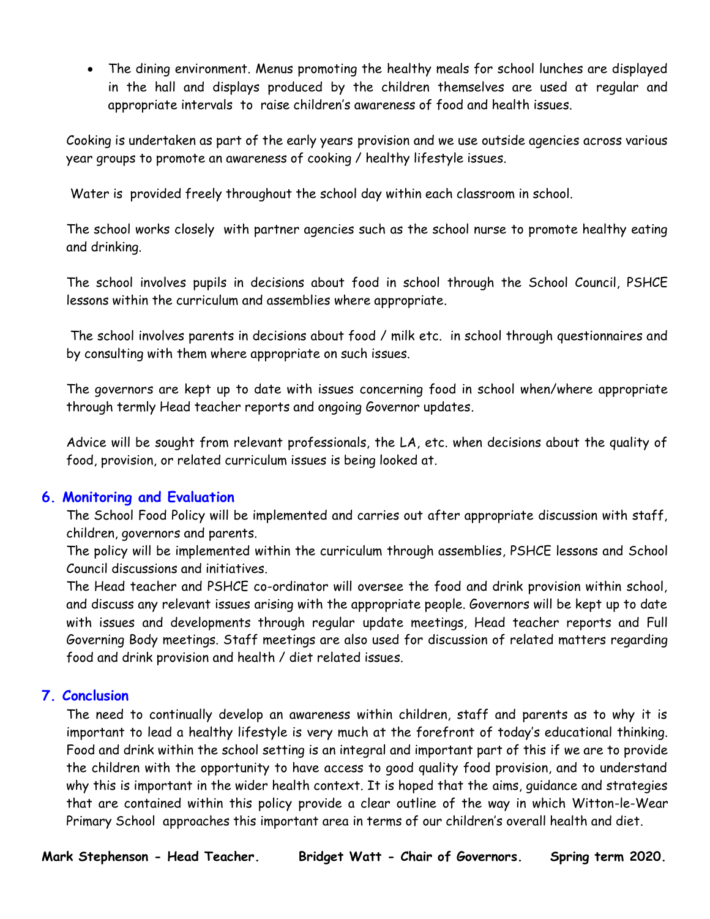- The dining environment. Menus promoting the healthy meals for school lunches are displayed in the hall and displays produced by the children themselves are used at regular and appropriate intervals to raise children's awareness of food and health issues.

Cooking is undertaken as part of the early years provision and we use outside agencies across various year groups to promote an awareness of cooking / healthy lifestyle issues.

Water is provided freely throughout the school day within each classroom in school.

The school works closely with partner agencies such as the school nurse to promote healthy eating and drinking.

The school involves pupils in decisions about food in school through the School Council, PSHCE lessons within the curriculum and assemblies where appropriate.

The school involves parents in decisions about food / milk etc. in school through questionnaires and by consulting with them where appropriate on such issues.

The governors are kept up to date with issues concerning food in school when/where appropriate through termly Head teacher reports and ongoing Governor updates.

Advice will be sought from relevant professionals, the LA, etc. when decisions about the quality of food, provision, or related curriculum issues is being looked at.

## 6. Monitoring and Evaluation

The School Food Policy will be implemented and carries out after appropriate discussion with staff, children, governors and parents.

The policy will be implemented within the curriculum through assemblies, PSHCE lessons and School Council discussions and initiatives.

The Head teacher and PSHCE co-ordinator will oversee the food and drink provision within school, and discuss any relevant issues arising with the appropriate people. Governors will be kept up to date with issues and developments through regular update meetings, Head teacher reports and Full Governing Body meetings. Staff meetings are also used for discussion of related matters regarding food and drink provision and health / diet related issues.

## 7. Conclusion

The need to continually develop an awareness within children, staff and parents as to why it is important to lead a healthy lifestyle is very much at the forefront of today's educational thinking. Food and drink within the school setting is an integral and important part of this if we are to provide the children with the opportunity to have access to good quality food provision, and to understand why this is important in the wider health context. It is hoped that the aims, guidance and strategies that are contained within this policy provide a clear outline of the way in which Witton-le-Wear Primary School approaches this important area in terms of our children's overall health and diet.

**Mark Stephenson - Head Teacher. Bridget Watt - Chair of Governors. Spring term 2020.**